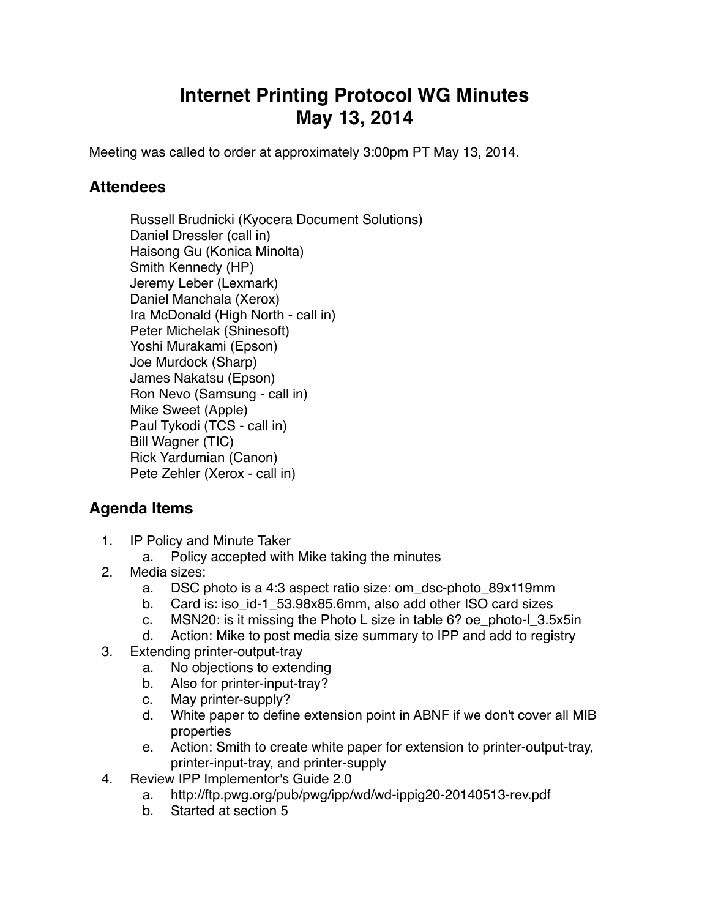# Internet Printing Protocol WG Minutes
# May 13, 2014

Meeting was called to order at approximately 3:00pm PT May 13, 2014.

## Attendees

Russell Brudnicki (Kyocera Document Solutions)
Daniel Dressler (call in)
Haisong Gu (Konica Minolta)
Smith Kennedy (HP)
Jeremy Leber (Lexmark)
Daniel Manchala (Xerox)
Ira McDonald (High North - call in)
Peter Michelak (Shinesoft)
Yoshi Murakami (Epson)
Joe Murdock (Sharp)
James Nakatsu (Epson)
Ron Nevo (Samsung - call in)
Mike Sweet (Apple)
Paul Tykodi (TCS - call in)
Bill Wagner (TIC)
Rick Yardumian (Canon)
Pete Zehler (Xerox - call in)

## Agenda Items

1. IP Policy and Minute Taker
    a. Policy accepted with Mike taking the minutes
2. Media sizes:
    a. DSC photo is a 4:3 aspect ratio size: om_dsc-photo_89x119mm
    b. Card is: iso_id-1_53.98x85.6mm, also add other ISO card sizes
    c. MSN20: is it missing the Photo L size in table 6? oe_photo-l_3.5x5in
    d. Action: Mike to post media size summary to IPP and add to registry
3. Extending printer-output-tray
    a. No objections to extending
    b. Also for printer-input-tray?
    c. May printer-supply?
    d. White paper to define extension point in ABNF if we don't cover all MIB properties
    e. Action: Smith to create white paper for extension to printer-output-tray, printer-input-tray, and printer-supply
4. Review IPP Implementor's Guide 2.0
    a. http://ftp.pwg.org/pub/pwg/ipp/wd/wd-ippig20-20140513-rev.pdf
    b. Started at section 5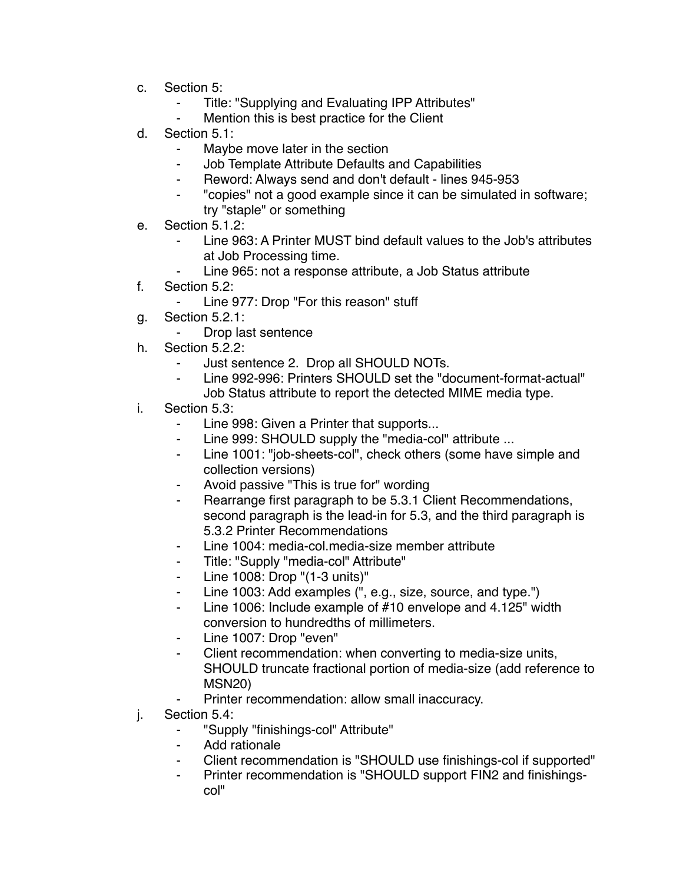c. Section 5:
   - Title: "Supplying and Evaluating IPP Attributes"
   - Mention this is best practice for the Client
d. Section 5.1:
   - Maybe move later in the section
   - Job Template Attribute Defaults and Capabilities
   - Reword: Always send and don't default - lines 945-953
   - "copies" not a good example since it can be simulated in software; try "staple" or something
e. Section 5.1.2:
   - Line 963: A Printer MUST bind default values to the Job's attributes at Job Processing time.
   - Line 965: not a response attribute, a Job Status attribute
f. Section 5.2:
   - Line 977: Drop "For this reason" stuff
g. Section 5.2.1:
   - Drop last sentence
h. Section 5.2.2:
   - Just sentence 2. Drop all SHOULD NOTs.
   - Line 992-996: Printers SHOULD set the "document-format-actual" Job Status attribute to report the detected MIME media type.
i. Section 5.3:
   - Line 998: Given a Printer that supports...
   - Line 999: SHOULD supply the "media-col" attribute ...
   - Line 1001: "job-sheets-col", check others (some have simple and collection versions)
   - Avoid passive "This is true for" wording
   - Rearrange first paragraph to be 5.3.1 Client Recommendations, second paragraph is the lead-in for 5.3, and the third paragraph is 5.3.2 Printer Recommendations
   - Line 1004: media-col.media-size member attribute
   - Title: "Supply "media-col" Attribute"
   - Line 1008: Drop "(1-3 units)"
   - Line 1003: Add examples (", e.g., size, source, and type.")
   - Line 1006: Include example of #10 envelope and 4.125" width conversion to hundredths of millimeters.
   - Line 1007: Drop "even"
   - Client recommendation: when converting to media-size units, SHOULD truncate fractional portion of media-size (add reference to MSN20)
   - Printer recommendation: allow small inaccuracy.
j. Section 5.4:
   - "Supply "finishings-col" Attribute"
   - Add rationale
   - Client recommendation is "SHOULD use finishings-col if supported"
   - Printer recommendation is "SHOULD support FIN2 and finishings-col"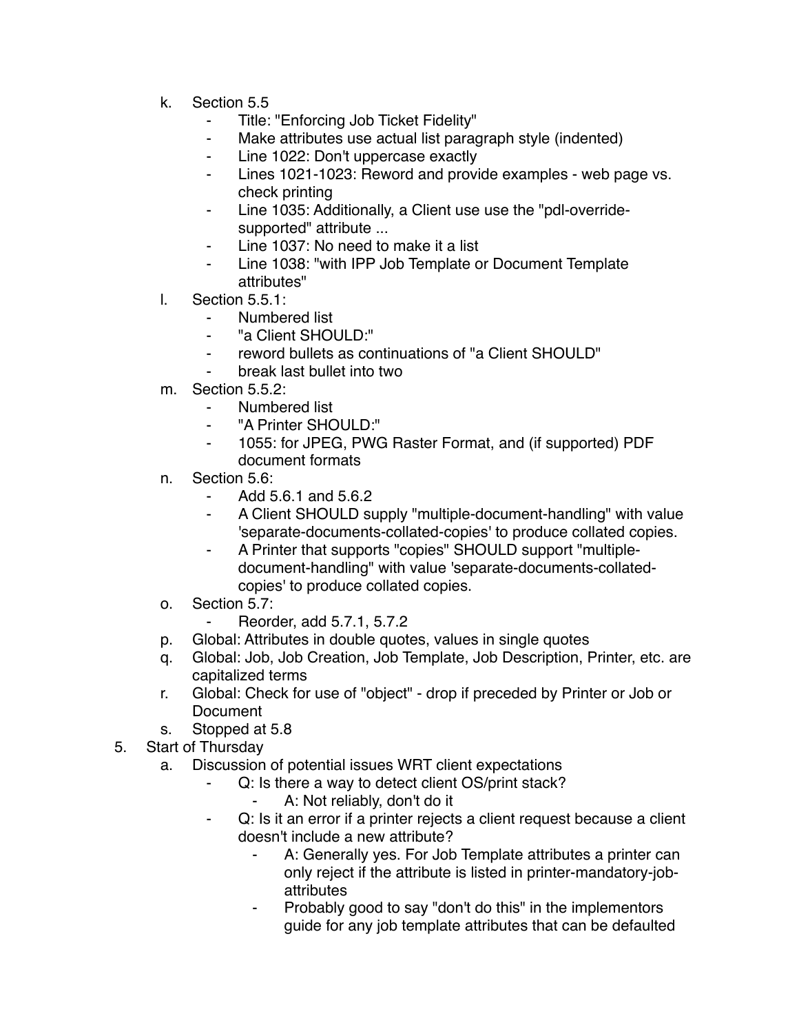k. Section 5.5
      - Title: "Enforcing Job Ticket Fidelity"
      - Make attributes use actual list paragraph style (indented)
      - Line 1022: Don't uppercase exactly
      - Lines 1021-1023: Reword and provide examples - web page vs. check printing
      - Line 1035: Additionally, a Client use use the "pdl-override-supported" attribute ...
      - Line 1037: No need to make it a list
      - Line 1038: "with IPP Job Template or Document Template attributes"
   l. Section 5.5.1:
      - Numbered list
      - "a Client SHOULD:"
      - reword bullets as continuations of "a Client SHOULD"
      - break last bullet into two
   m. Section 5.5.2:
      - Numbered list
      - "A Printer SHOULD:"
      - 1055: for JPEG, PWG Raster Format, and (if supported) PDF document formats
   n. Section 5.6:
      - Add 5.6.1 and 5.6.2
      - A Client SHOULD supply "multiple-document-handling" with value 'separate-documents-collated-copies' to produce collated copies.
      - A Printer that supports "copies" SHOULD support "multiple-document-handling" with value 'separate-documents-collated-copies' to produce collated copies.
   o. Section 5.7:
      - Reorder, add 5.7.1, 5.7.2
   p. Global: Attributes in double quotes, values in single quotes
   q. Global: Job, Job Creation, Job Template, Job Description, Printer, etc. are capitalized terms
   r. Global: Check for use of "object" - drop if preceded by Printer or Job or Document
   s. Stopped at 5.8
5. Start of Thursday
   a. Discussion of potential issues WRT client expectations
      - Q: Is there a way to detect client OS/print stack?
         - A: Not reliably, don't do it
      - Q: Is it an error if a printer rejects a client request because a client doesn't include a new attribute?
         - A: Generally yes. For Job Template attributes a printer can only reject if the attribute is listed in printer-mandatory-job-attributes
         - Probably good to say "don't do this" in the implementors guide for any job template attributes that can be defaulted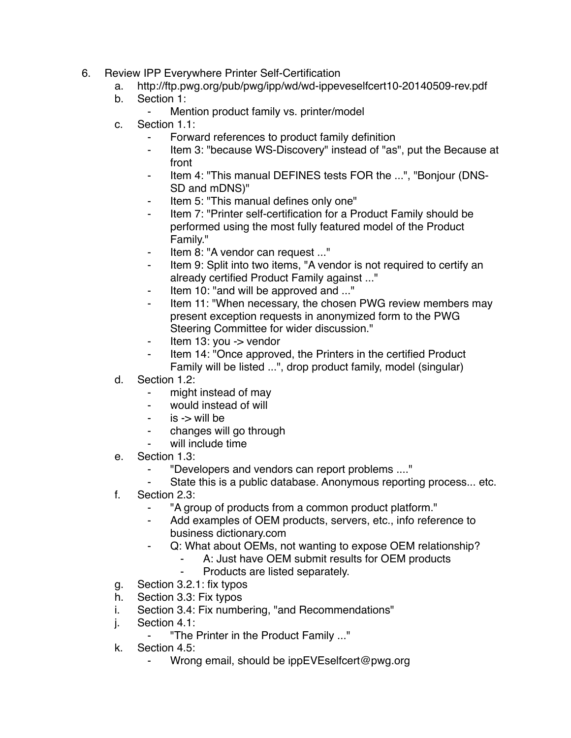6. Review IPP Everywhere Printer Self-Certification
    a. http://ftp.pwg.org/pub/pwg/ipp/wd/wd-ippeveselfcert10-20140509-rev.pdf
    b. Section 1:
        - Mention product family vs. printer/model
    c. Section 1.1:
        - Forward references to product family definition
        - Item 3: "because WS-Discovery" instead of "as", put the Because at front
        - Item 4: "This manual DEFINES tests FOR the ...", "Bonjour (DNS-SD and mDNS)"
        - Item 5: "This manual defines only one"
        - Item 7: "Printer self-certification for a Product Family should be performed using the most fully featured model of the Product Family."
        - Item 8: "A vendor can request ..."
        - Item 9: Split into two items, "A vendor is not required to certify an already certified Product Family against ..."
        - Item 10: "and will be approved and ..."
        - Item 11: "When necessary, the chosen PWG review members may present exception requests in anonymized form to the PWG Steering Committee for wider discussion."
        - Item 13: you -> vendor
        - Item 14: "Once approved, the Printers in the certified Product Family will be listed ...", drop product family, model (singular)
    d. Section 1.2:
        - might instead of may
        - would instead of will
        - is -> will be
        - changes will go through
        - will include time
    e. Section 1.3:
        - "Developers and vendors can report problems ...."
        - State this is a public database. Anonymous reporting process... etc.
    f. Section 2.3:
        - "A group of products from a common product platform."
        - Add examples of OEM products, servers, etc., info reference to business dictionary.com
        - Q: What about OEMs, not wanting to expose OEM relationship?
            - A: Just have OEM submit results for OEM products
            - Products are listed separately.
    g. Section 3.2.1: fix typos
    h. Section 3.3: Fix typos
    i. Section 3.4: Fix numbering, "and Recommendations"
    j. Section 4.1:
        - "The Printer in the Product Family ..."
    k. Section 4.5:
        - Wrong email, should be ippEVEselfcert@pwg.org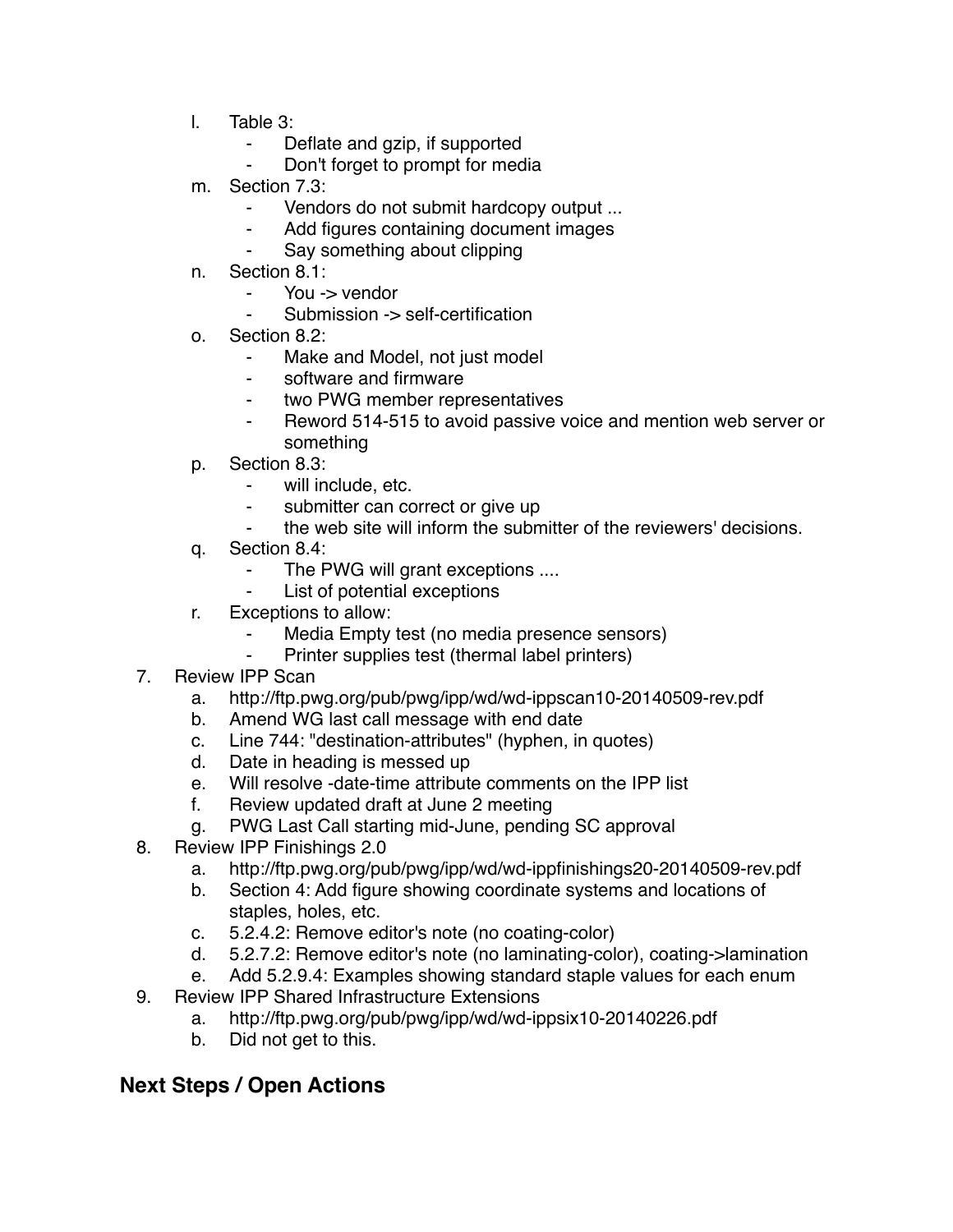l. Table 3:
    - Deflate and gzip, if supported
    - Don't forget to prompt for media
m. Section 7.3:
    - Vendors do not submit hardcopy output ...
    - Add figures containing document images
    - Say something about clipping
n. Section 8.1:
    - You -> vendor
    - Submission -> self-certification
o. Section 8.2:
    - Make and Model, not just model
    - software and firmware
    - two PWG member representatives
    - Reword 514-515 to avoid passive voice and mention web server or something
p. Section 8.3:
    - will include, etc.
    - submitter can correct or give up
    - the web site will inform the submitter of the reviewers' decisions.
q. Section 8.4:
    - The PWG will grant exceptions ....
    - List of potential exceptions
r. Exceptions to allow:
    - Media Empty test (no media presence sensors)
    - Printer supplies test (thermal label printers)

7. Review IPP Scan
    a. http://ftp.pwg.org/pub/pwg/ipp/wd/wd-ippscan10-20140509-rev.pdf
    b. Amend WG last call message with end date
    c. Line 744: "destination-attributes" (hyphen, in quotes)
    d. Date in heading is messed up
    e. Will resolve -date-time attribute comments on the IPP list
    f. Review updated draft at June 2 meeting
    g. PWG Last Call starting mid-June, pending SC approval
8. Review IPP Finishings 2.0
    a. http://ftp.pwg.org/pub/pwg/ipp/wd/wd-ippfinishings20-20140509-rev.pdf
    b. Section 4: Add figure showing coordinate systems and locations of staples, holes, etc.
    c. 5.2.4.2: Remove editor's note (no coating-color)
    d. 5.2.7.2: Remove editor's note (no laminating-color), coating->lamination
    e. Add 5.2.9.4: Examples showing standard staple values for each enum
9. Review IPP Shared Infrastructure Extensions
    a. http://ftp.pwg.org/pub/pwg/ipp/wd/wd-ippsix10-20140226.pdf
    b. Did not get to this.

## Next Steps / Open Actions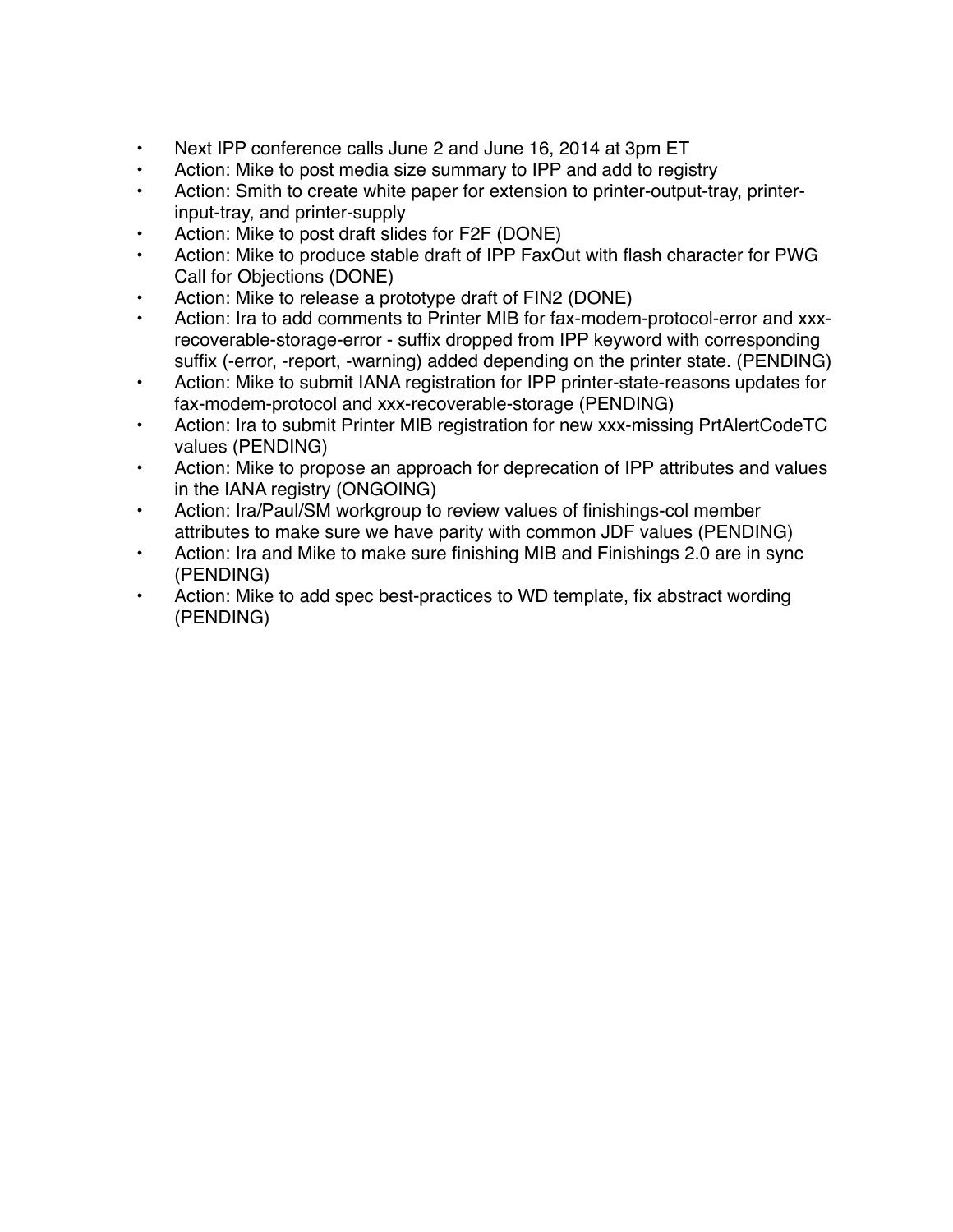- Next IPP conference calls June 2 and June 16, 2014 at 3pm ET
- Action: Mike to post media size summary to IPP and add to registry
- Action: Smith to create white paper for extension to printer-output-tray, printer-input-tray, and printer-supply
- Action: Mike to post draft slides for F2F (DONE)
- Action: Mike to produce stable draft of IPP FaxOut with flash character for PWG Call for Objections (DONE)
- Action: Mike to release a prototype draft of FIN2 (DONE)
- Action: Ira to add comments to Printer MIB for fax-modem-protocol-error and xxx-recoverable-storage-error - suffix dropped from IPP keyword with corresponding suffix (-error, -report, -warning) added depending on the printer state. (PENDING)
- Action: Mike to submit IANA registration for IPP printer-state-reasons updates for fax-modem-protocol and xxx-recoverable-storage (PENDING)
- Action: Ira to submit Printer MIB registration for new xxx-missing PrtAlertCodeTC values (PENDING)
- Action: Mike to propose an approach for deprecation of IPP attributes and values in the IANA registry (ONGOING)
- Action: Ira/Paul/SM workgroup to review values of finishings-col member attributes to make sure we have parity with common JDF values (PENDING)
- Action: Ira and Mike to make sure finishing MIB and Finishings 2.0 are in sync (PENDING)
- Action: Mike to add spec best-practices to WD template, fix abstract wording (PENDING)